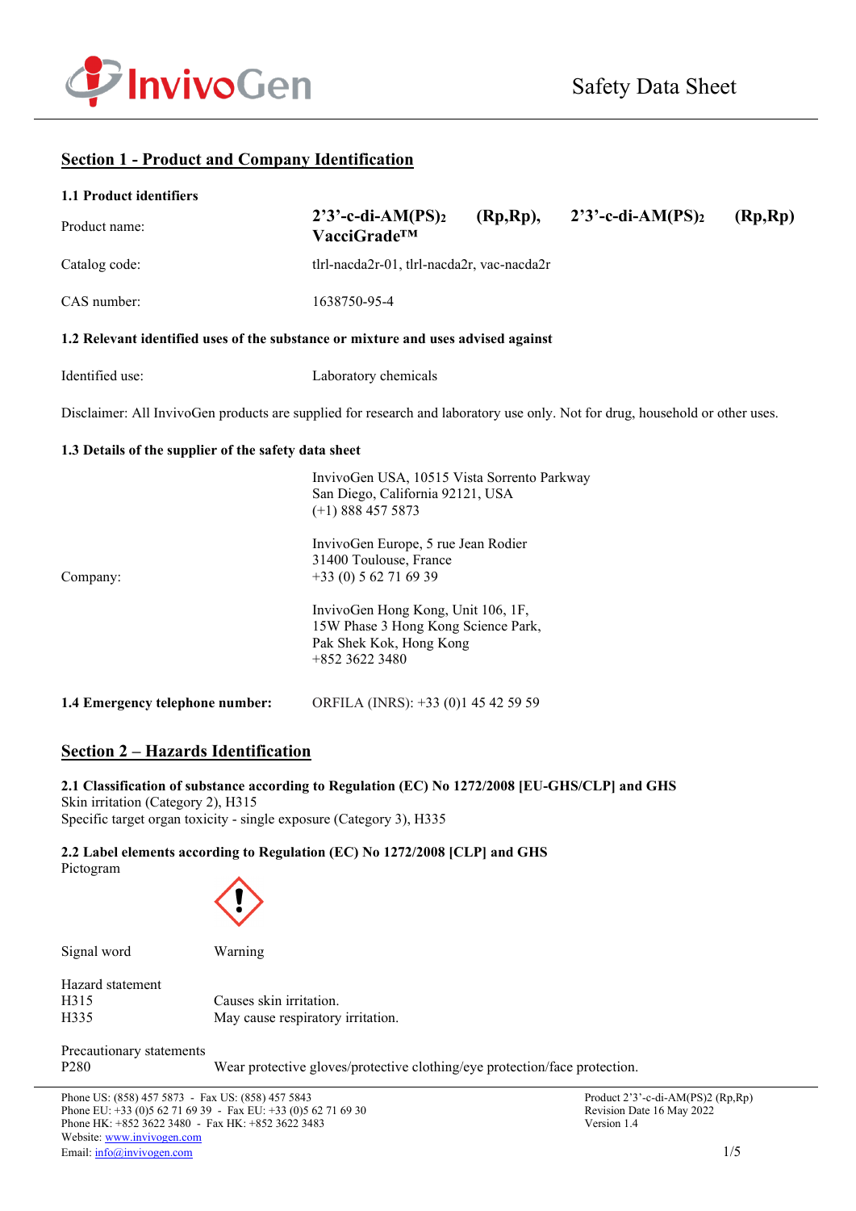## Section 1 - Product and Company Identification

**1.1 Product identifiers**

| | |
|---|---|
| Product name: | **2'3'-c-di-AM(PS)$_2$ (Rp,Rp), 2'3'-c-di-AM(PS)$_2$ (Rp,Rp) VacciGrade™** |
| Catalog code: | tlrl-nacda2r-01, tlrl-nacda2r, vac-nacda2r |
| CAS number: | 1638750-95-4 |

**1.2 Relevant identified uses of the substance or mixture and uses advised against**

Identified use: Laboratory chemicals

Disclaimer: All InvivoGen products are supplied for research and laboratory use only. Not for drug, household or other uses.

**1.3 Details of the supplier of the safety data sheet**

Company:

InvivoGen USA, 10515 Vista Sorrento Parkway
San Diego, California 92121, USA
(+1) 888 457 5873

InvivoGen Europe, 5 rue Jean Rodier
31400 Toulouse, France
+33 (0) 5 62 71 69 39

InvivoGen Hong Kong, Unit 106, 1F,
15W Phase 3 Hong Kong Science Park,
Pak Shek Kok, Hong Kong
+852 3622 3480

**1.4 Emergency telephone number:** ORFILA (INRS): +33 (0)1 45 42 59 59

## Section 2 – Hazards Identification

**2.1 Classification of substance according to Regulation (EC) No 1272/2008 [EU-GHS/CLP] and GHS**
Skin irritation (Category 2), H315
Specific target organ toxicity - single exposure (Category 3), H335

**2.2 Label elements according to Regulation (EC) No 1272/2008 [CLP] and GHS**
Pictogram

Signal word: Warning

Hazard statement

| | |
|---|---|
| H315 | Causes skin irritation. |
| H335 | May cause respiratory irritation. |

Precautionary statements

| | |
|---|---|
| P280 | Wear protective gloves/protective clothing/eye protection/face protection. |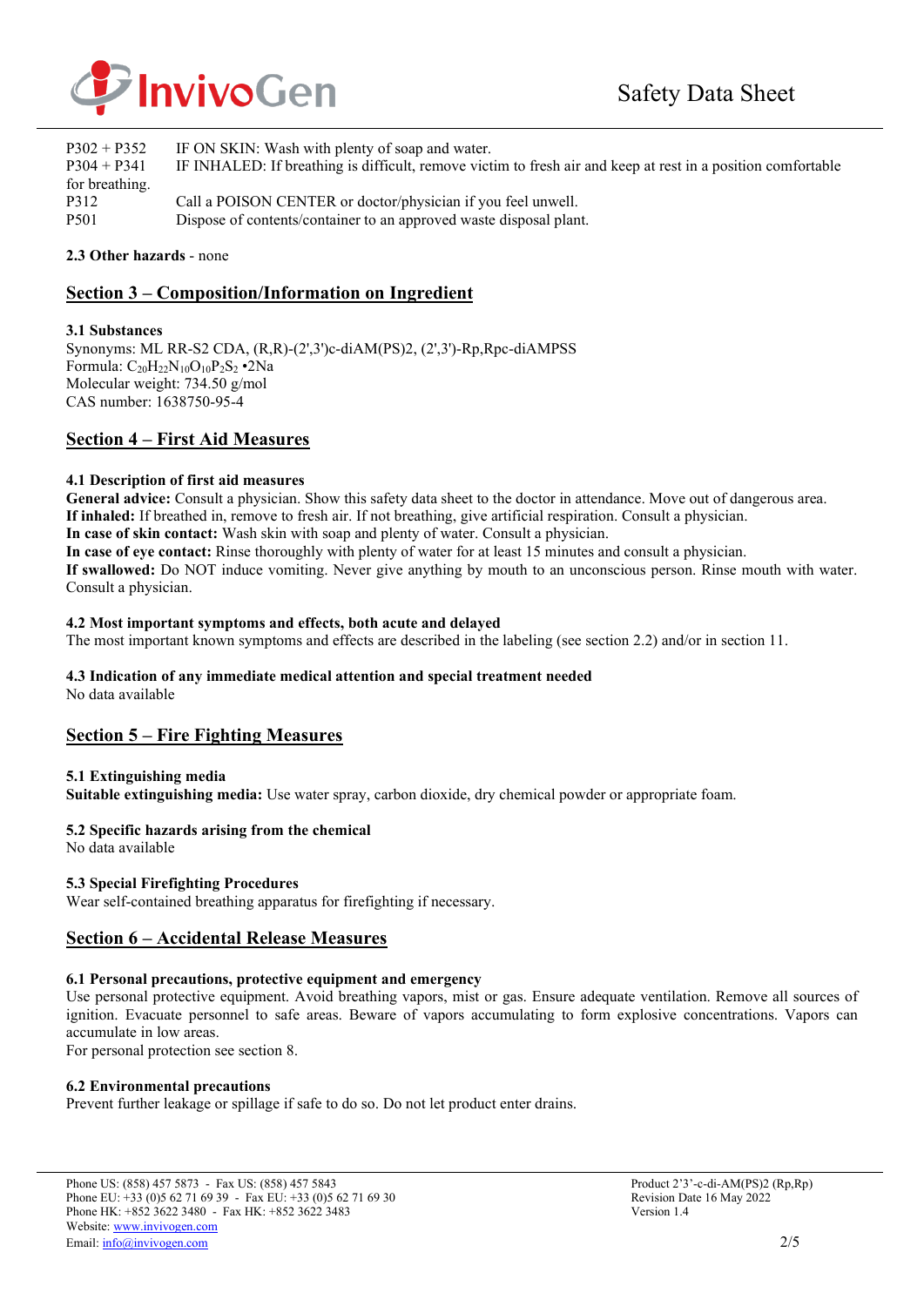P302 + P352 IF ON SKIN: Wash with plenty of soap and water.
P304 + P341 IF INHALED: If breathing is difficult, remove victim to fresh air and keep at rest in a position comfortable for breathing.
P312 Call a POISON CENTER or doctor/physician if you feel unwell.
P501 Dispose of contents/container to an approved waste disposal plant.

**2.3 Other hazards** - none

## Section 3 – Composition/Information on Ingredient

**3.1 Substances**

Synonyms: ML RR-S2 CDA, (R,R)-(2',3')c-diAM(PS)2, (2',3')-Rp,Rpc-diAMPSS
Formula: $C_{20}H_{22}N_{10}O_{10}P_2S_2$ •2Na
Molecular weight: 734.50 g/mol
CAS number: 1638750-95-4

## Section 4 – First Aid Measures

**4.1 Description of first aid measures**

**General advice:** Consult a physician. Show this safety data sheet to the doctor in attendance. Move out of dangerous area.
**If inhaled:** If breathed in, remove to fresh air. If not breathing, give artificial respiration. Consult a physician.
**In case of skin contact:** Wash skin with soap and plenty of water. Consult a physician.
**In case of eye contact:** Rinse thoroughly with plenty of water for at least 15 minutes and consult a physician.
**If swallowed:** Do NOT induce vomiting. Never give anything by mouth to an unconscious person. Rinse mouth with water. Consult a physician.

**4.2 Most important symptoms and effects, both acute and delayed**

The most important known symptoms and effects are described in the labeling (see section 2.2) and/or in section 11.

**4.3 Indication of any immediate medical attention and special treatment needed**

No data available

## Section 5 – Fire Fighting Measures

**5.1 Extinguishing media**

**Suitable extinguishing media:** Use water spray, carbon dioxide, dry chemical powder or appropriate foam.

**5.2 Specific hazards arising from the chemical**

No data available

**5.3 Special Firefighting Procedures**

Wear self-contained breathing apparatus for firefighting if necessary.

## Section 6 – Accidental Release Measures

**6.1 Personal precautions, protective equipment and emergency**

Use personal protective equipment. Avoid breathing vapors, mist or gas. Ensure adequate ventilation. Remove all sources of ignition. Evacuate personnel to safe areas. Beware of vapors accumulating to form explosive concentrations. Vapors can accumulate in low areas.
For personal protection see section 8.

**6.2 Environmental precautions**

Prevent further leakage or spillage if safe to do so. Do not let product enter drains.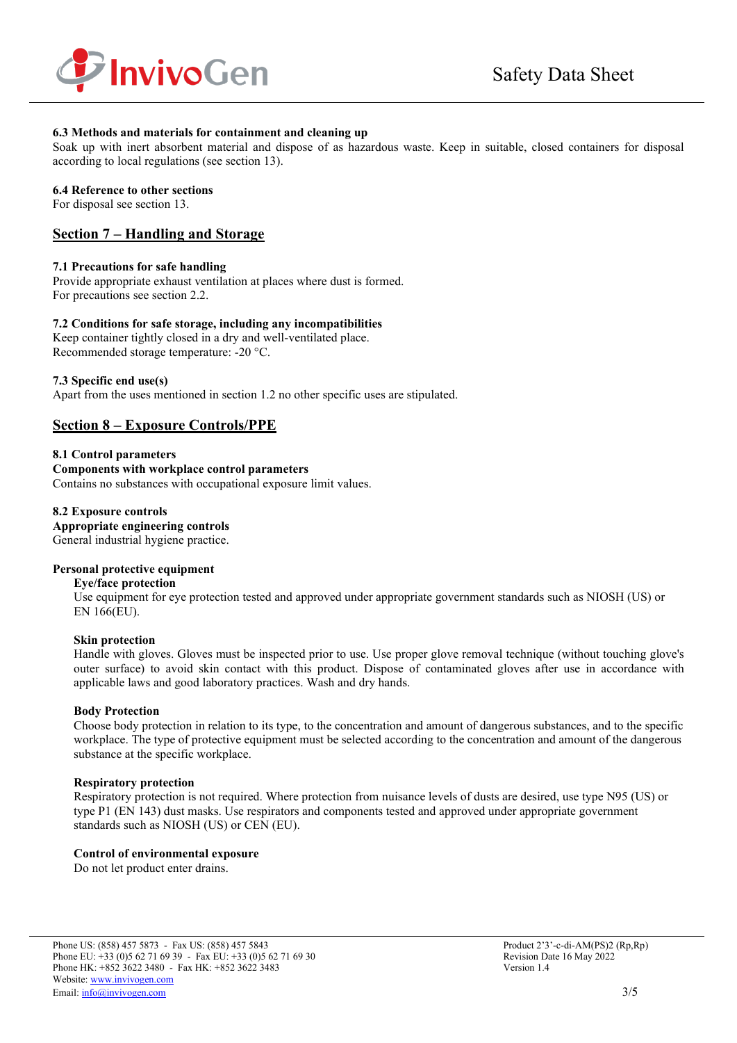### 6.3 Methods and materials for containment and cleaning up

Soak up with inert absorbent material and dispose of as hazardous waste. Keep in suitable, closed containers for disposal according to local regulations (see section 13).

### 6.4 Reference to other sections

For disposal see section 13.

## Section 7 – Handling and Storage

### 7.1 Precautions for safe handling

Provide appropriate exhaust ventilation at places where dust is formed.
For precautions see section 2.2.

### 7.2 Conditions for safe storage, including any incompatibilities

Keep container tightly closed in a dry and well-ventilated place.
Recommended storage temperature: -20 °C.

### 7.3 Specific end use(s)

Apart from the uses mentioned in section 1.2 no other specific uses are stipulated.

## Section 8 – Exposure Controls/PPE

### 8.1 Control parameters

**Components with workplace control parameters**

Contains no substances with occupational exposure limit values.

### 8.2 Exposure controls

**Appropriate engineering controls**

General industrial hygiene practice.

**Personal protective equipment**

**Eye/face protection**

Use equipment for eye protection tested and approved under appropriate government standards such as NIOSH (US) or EN 166(EU).

**Skin protection**

Handle with gloves. Gloves must be inspected prior to use. Use proper glove removal technique (without touching glove's outer surface) to avoid skin contact with this product. Dispose of contaminated gloves after use in accordance with applicable laws and good laboratory practices. Wash and dry hands.

**Body Protection**

Choose body protection in relation to its type, to the concentration and amount of dangerous substances, and to the specific workplace. The type of protective equipment must be selected according to the concentration and amount of the dangerous substance at the specific workplace.

**Respiratory protection**

Respiratory protection is not required. Where protection from nuisance levels of dusts are desired, use type N95 (US) or type P1 (EN 143) dust masks. Use respirators and components tested and approved under appropriate government standards such as NIOSH (US) or CEN (EU).

**Control of environmental exposure**

Do not let product enter drains.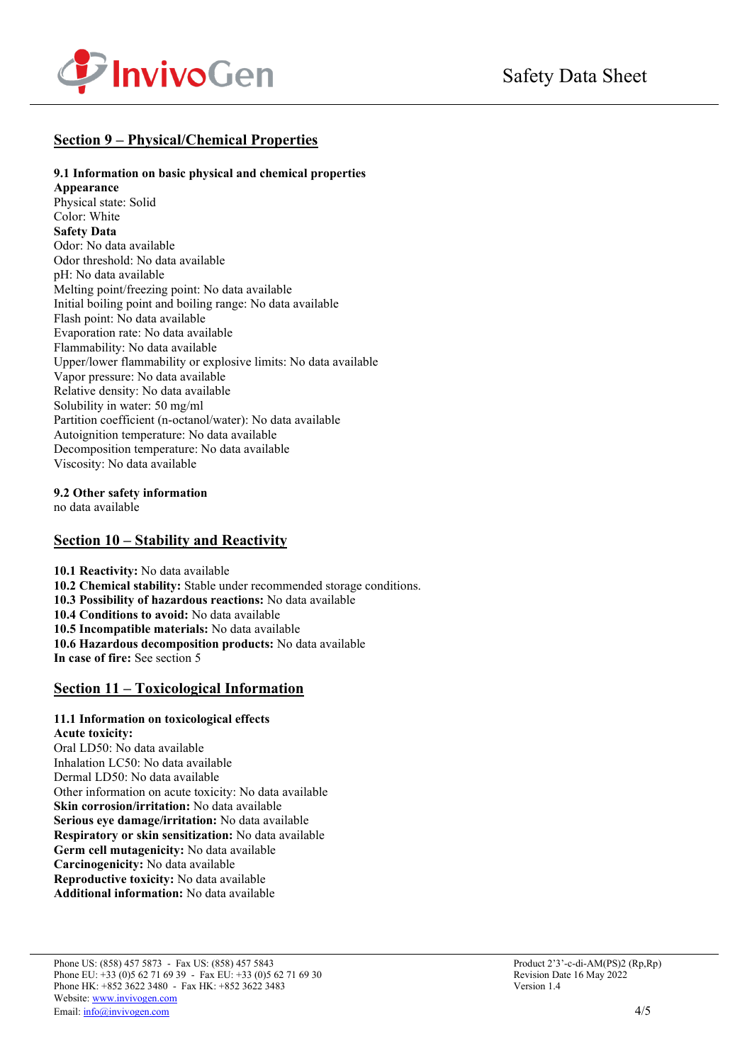## Section 9 – Physical/Chemical Properties

**9.1 Information on basic physical and chemical properties**

**Appearance**

Physical state: Solid

Color: White

**Safety Data**

Odor: No data available

Odor threshold: No data available

pH: No data available

Melting point/freezing point: No data available

Initial boiling point and boiling range: No data available

Flash point: No data available

Evaporation rate: No data available

Flammability: No data available

Upper/lower flammability or explosive limits: No data available

Vapor pressure: No data available

Relative density: No data available

Solubility in water: 50 mg/ml

Partition coefficient (n-octanol/water): No data available

Autoignition temperature: No data available

Decomposition temperature: No data available

Viscosity: No data available

**9.2 Other safety information**

no data available

## Section 10 – Stability and Reactivity

**10.1 Reactivity:** No data available

**10.2 Chemical stability:** Stable under recommended storage conditions.

**10.3 Possibility of hazardous reactions:** No data available

**10.4 Conditions to avoid:** No data available

**10.5 Incompatible materials:** No data available

**10.6 Hazardous decomposition products:** No data available

**In case of fire:** See section 5

## Section 11 – Toxicological Information

**11.1 Information on toxicological effects**

**Acute toxicity:**

Oral LD50: No data available

Inhalation LC50: No data available

Dermal LD50: No data available

Other information on acute toxicity: No data available

**Skin corrosion/irritation:** No data available

**Serious eye damage/irritation:** No data available

**Respiratory or skin sensitization:** No data available

**Germ cell mutagenicity:** No data available

**Carcinogenicity:** No data available

**Reproductive toxicity:** No data available

**Additional information:** No data available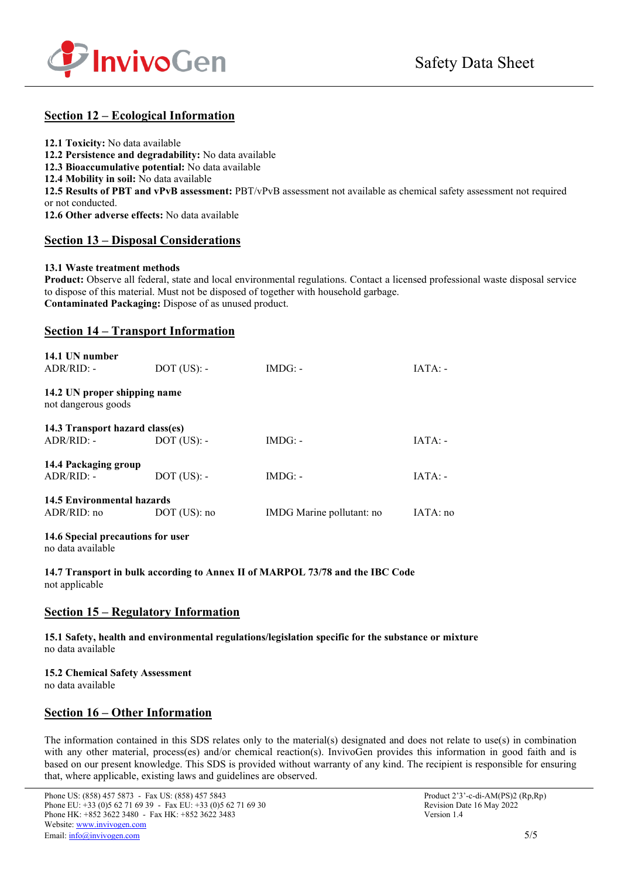## Section 12 – Ecological Information

**12.1 Toxicity:** No data available
**12.2 Persistence and degradability:** No data available
**12.3 Bioaccumulative potential:** No data available
**12.4 Mobility in soil:** No data available
**12.5 Results of PBT and vPvB assessment:** PBT/vPvB assessment not available as chemical safety assessment not required or not conducted.
**12.6 Other adverse effects:** No data available

## Section 13 – Disposal Considerations

**13.1 Waste treatment methods**
**Product:** Observe all federal, state and local environmental regulations. Contact a licensed professional waste disposal service to dispose of this material. Must not be disposed of together with household garbage.
**Contaminated Packaging:** Dispose of as unused product.

## Section 14 – Transport Information

**14.1 UN number**

| | | | |
|---|---|---|---|
| ADR/RID: - | DOT (US): - | IMDG: - | IATA: - |

**14.2 UN proper shipping name**
not dangerous goods

**14.3 Transport hazard class(es)**

| | | | |
|---|---|---|---|
| ADR/RID: - | DOT (US): - | IMDG: - | IATA: - |

**14.4 Packaging group**

| | | | |
|---|---|---|---|
| ADR/RID: - | DOT (US): - | IMDG: - | IATA: - |

**14.5 Environmental hazards**

| | | | |
|---|---|---|---|
| ADR/RID: no | DOT (US): no | IMDG Marine pollutant: no | IATA: no |

**14.6 Special precautions for user**
no data available

**14.7 Transport in bulk according to Annex II of MARPOL 73/78 and the IBC Code**
not applicable

## Section 15 – Regulatory Information

**15.1 Safety, health and environmental regulations/legislation specific for the substance or mixture**
no data available

**15.2 Chemical Safety Assessment**
no data available

## Section 16 – Other Information

The information contained in this SDS relates only to the material(s) designated and does not relate to use(s) in combination with any other material, process(es) and/or chemical reaction(s). InvivoGen provides this information in good faith and is based on our present knowledge. This SDS is provided without warranty of any kind. The recipient is responsible for ensuring that, where applicable, existing laws and guidelines are observed.

Phone US: (858) 457 5873 - Fax US: (858) 457 5843
Phone EU: +33 (0)5 62 71 69 39 - Fax EU: +33 (0)5 62 71 69 30
Phone HK: +852 3622 3480 - Fax HK: +852 3622 3483
Website: www.invivogen.com
Email: info@invivogen.com

Product 2'3'-c-di-AM(PS)2 (Rp,Rp)
Revision Date 16 May 2022
Version 1.4